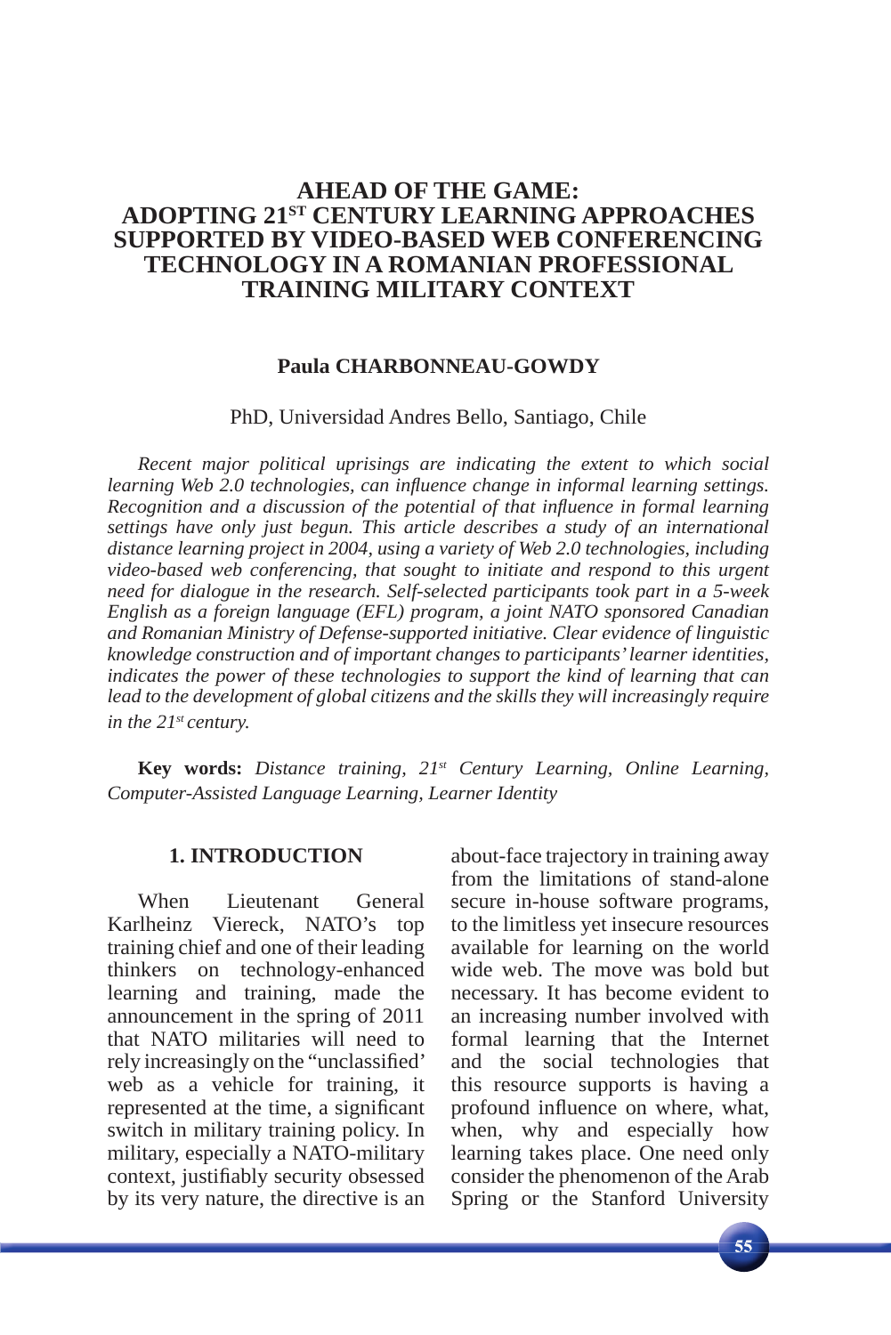# AHEAD OF THE GAME: ADOPTING 21ST CENTURY LEARNING APPROACHES SUPPORTED BY VIDEO-BASED WEB CONFERENCING TECHNOLOGY IN A ROMANIAN PROFESSIONAL TRAINING MILITARY CONTEXT

**Paula CHARBONNEAU-GOWDY**

PhD, Universidad Andres Bello, Santiago, Chile

*Recent major political uprisings are indicating the extent to which social learning Web 2.0 technologies, can influence change in informal learning settings. Recognition and a discussion of the potential of that influence in formal learning settings have only just begun. This article describes a study of an international distance learning project in 2004, using a variety of Web 2.0 technologies, including video-based web conferencing, that sought to initiate and respond to this urgent need for dialogue in the research. Self-selected participants took part in a 5-week English as a foreign language (EFL) program, a joint NATO sponsored Canadian and Romanian Ministry of Defense-supported initiative. Clear evidence of linguistic knowledge construction and of important changes to participants' learner identities, indicates the power of these technologies to support the kind of learning that can lead to the development of global citizens and the skills they will increasingly require in the 21st century.*

**Key words:** *Distance training, 21st Century Learning, Online Learning, Computer-Assisted Language Learning, Learner Identity*

## 1. INTRODUCTION

When Lieutenant General Karlheinz Viereck, NATO's top training chief and one of their leading thinkers on technology-enhanced learning and training, made the announcement in the spring of 2011 that NATO militaries will need to rely increasingly on the "unclassified" web as a vehicle for training, it represented at the time, a significant switch in military training policy. In military, especially a NATO-military context, justifiably security obsessed by its very nature, the directive is an about-face trajectory in training away from the limitations of stand-alone secure in-house software programs, to the limitless yet insecure resources available for learning on the world wide web. The move was bold but necessary. It has become evident to an increasing number involved with formal learning that the Internet and the social technologies that this resource supports is having a profound influence on where, what, when, why and especially how learning takes place. One need only consider the phenomenon of the Arab Spring or the Stanford University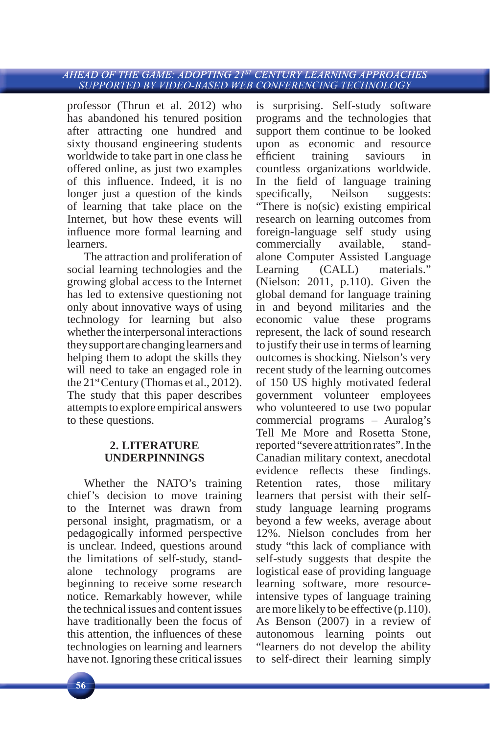professor (Thrun et al. 2012) who has abandoned his tenured position after attracting one hundred and sixty thousand engineering students worldwide to take part in one class he offered online, as just two examples of this influence. Indeed, it is no longer just a question of the kinds of learning that take place on the Internet, but how these events will influence more formal learning and learners.

The attraction and proliferation of social learning technologies and the growing global access to the Internet has led to extensive questioning not only about innovative ways of using technology for learning but also whether the interpersonal interactions they support are changing learners and helping them to adopt the skills they will need to take an engaged role in the 21st Century (Thomas et al., 2012). The study that this paper describes attempts to explore empirical answers to these questions.

## 2. LITERATURE UNDERPINNINGS

Whether the NATO's training chief's decision to move training to the Internet was drawn from personal insight, pragmatism, or a pedagogically informed perspective is unclear. Indeed, questions around the limitations of self-study, stand-alone technology programs are beginning to receive some research notice. Remarkably however, while the technical issues and content issues have traditionally been the focus of this attention, the influences of these technologies on learning and learners have not. Ignoring these critical issues is surprising. Self-study software programs and the technologies that support them continue to be looked upon as economic and resource efficient training saviours in countless organizations worldwide. In the field of language training specifically, Neilson suggests: "There is no(sic) existing empirical research on learning outcomes from foreign-language self study using commercially available, stand-alone Computer Assisted Language Learning (CALL) materials." (Nielson: 2011, p.110). Given the global demand for language training in and beyond militaries and the economic value these programs represent, the lack of sound research to justify their use in terms of learning outcomes is shocking. Nielson's very recent study of the learning outcomes of 150 US highly motivated federal government volunteer employees who volunteered to use two popular commercial programs – Auralog's Tell Me More and Rosetta Stone, reported "severe attrition rates". In the Canadian military context, anecdotal evidence reflects these findings. Retention rates, those military learners that persist with their self-study language learning programs beyond a few weeks, average about 12%. Nielson concludes from her study "this lack of compliance with self-study suggests that despite the logistical ease of providing language learning software, more resource-intensive types of language training are more likely to be effective (p.110). As Benson (2007) in a review of autonomous learning points out "learners do not develop the ability to self-direct their learning simply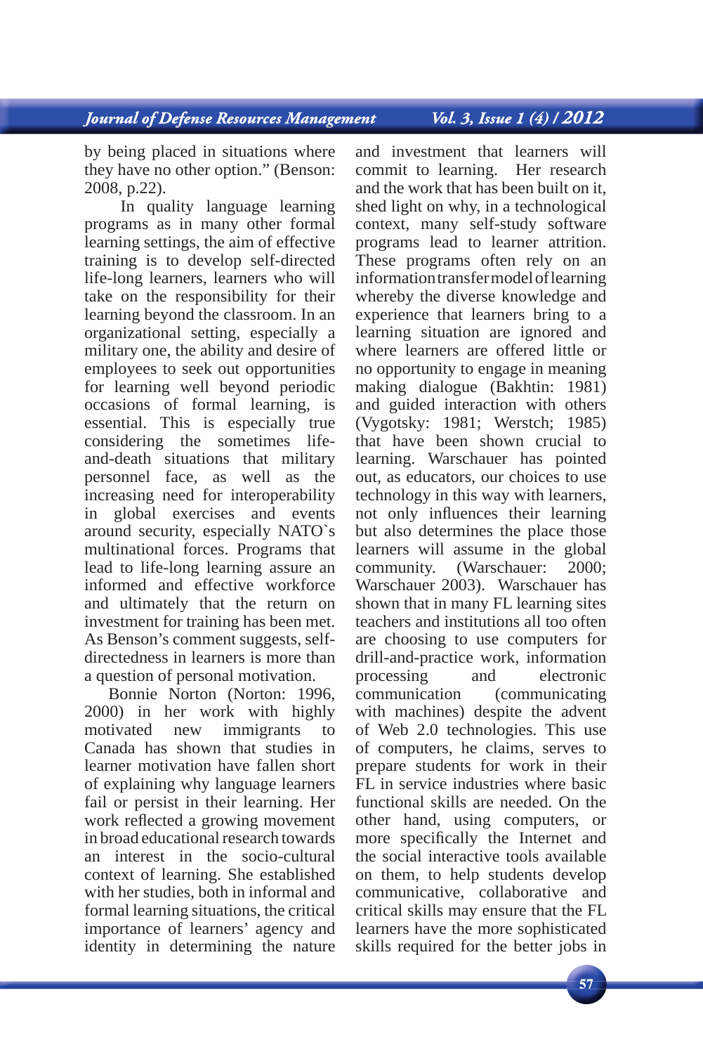by being placed in situations where they have no other option." (Benson: 2008, p.22).

In quality language learning programs as in many other formal learning settings, the aim of effective training is to develop self-directed life-long learners, learners who will take on the responsibility for their learning beyond the classroom. In an organizational setting, especially a military one, the ability and desire of employees to seek out opportunities for learning well beyond periodic occasions of formal learning, is essential. This is especially true considering the sometimes life-and-death situations that military personnel face, as well as the increasing need for interoperability in global exercises and events around security, especially NATO`s multinational forces. Programs that lead to life-long learning assure an informed and effective workforce and ultimately that the return on investment for training has been met. As Benson's comment suggests, self-directedness in learners is more than a question of personal motivation.

Bonnie Norton (Norton: 1996, 2000) in her work with highly motivated new immigrants to Canada has shown that studies in learner motivation have fallen short of explaining why language learners fail or persist in their learning. Her work reflected a growing movement in broad educational research towards an interest in the socio-cultural context of learning. She established with her studies, both in informal and formal learning situations, the critical importance of learners' agency and identity in determining the nature and investment that learners will commit to learning. Her research and the work that has been built on it, shed light on why, in a technological context, many self-study software programs lead to learner attrition. These programs often rely on an information transfer model of learning whereby the diverse knowledge and experience that learners bring to a learning situation are ignored and where learners are offered little or no opportunity to engage in meaning making dialogue (Bakhtin: 1981) and guided interaction with others (Vygotsky: 1981; Werstch; 1985) that have been shown crucial to learning. Warschauer has pointed out, as educators, our choices to use technology in this way with learners, not only influences their learning but also determines the place those learners will assume in the global community. (Warschauer: 2000; Warschauer 2003). Warschauer has shown that in many FL learning sites teachers and institutions all too often are choosing to use computers for drill-and-practice work, information processing and electronic communication (communicating with machines) despite the advent of Web 2.0 technologies. This use of computers, he claims, serves to prepare students for work in their FL in service industries where basic functional skills are needed. On the other hand, using computers, or more specifically the Internet and the social interactive tools available on them, to help students develop communicative, collaborative and critical skills may ensure that the FL learners have the more sophisticated skills required for the better jobs in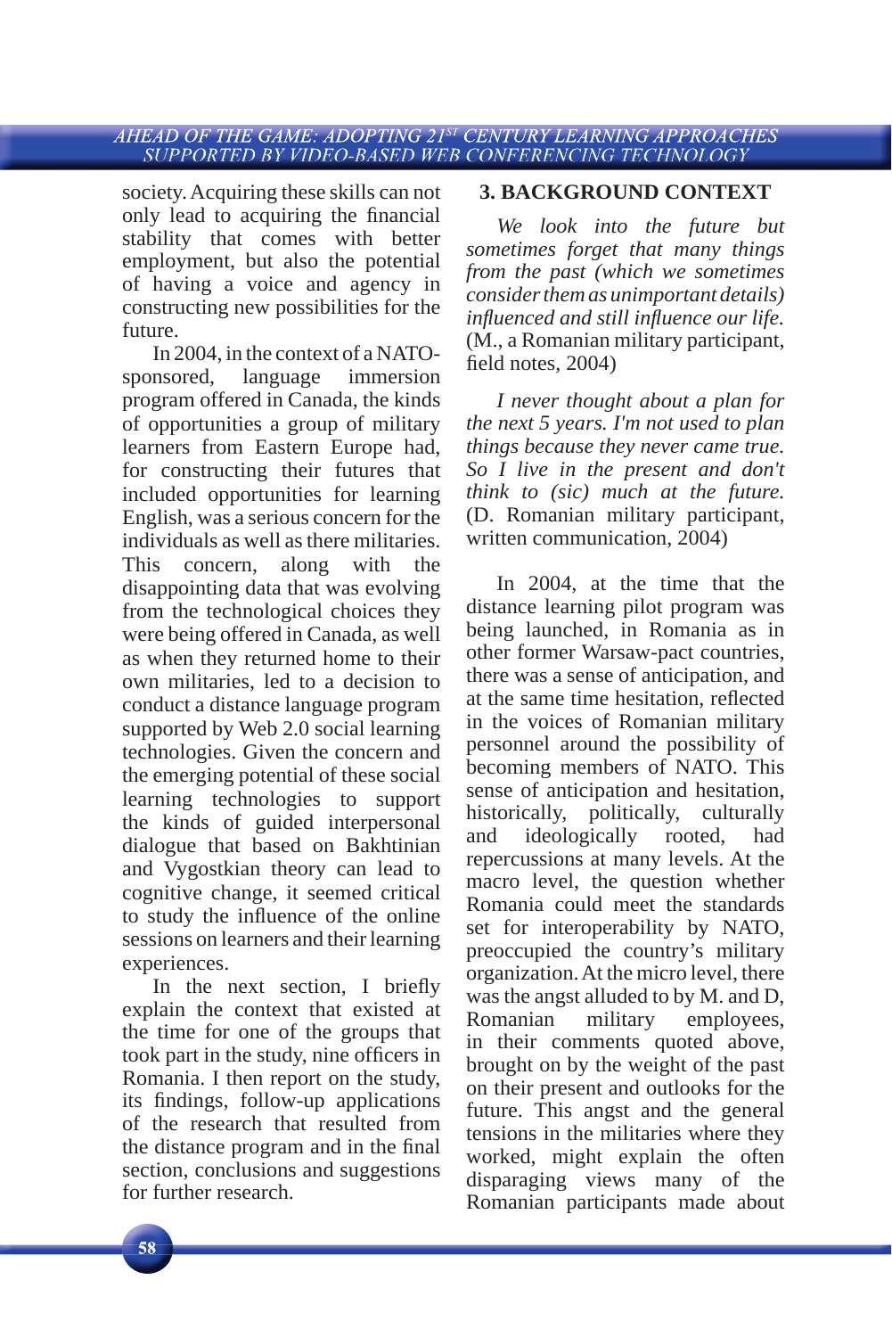society. Acquiring these skills can not only lead to acquiring the financial stability that comes with better employment, but also the potential of having a voice and agency in constructing new possibilities for the future.

In 2004, in the context of a NATO-sponsored, language immersion program offered in Canada, the kinds of opportunities a group of military learners from Eastern Europe had, for constructing their futures that included opportunities for learning English, was a serious concern for the individuals as well as there militaries. This concern, along with the disappointing data that was evolving from the technological choices they were being offered in Canada, as well as when they returned home to their own militaries, led to a decision to conduct a distance language program supported by Web 2.0 social learning technologies. Given the concern and the emerging potential of these social learning technologies to support the kinds of guided interpersonal dialogue that based on Bakhtinian and Vygostkian theory can lead to cognitive change, it seemed critical to study the influence of the online sessions on learners and their learning experiences.

In the next section, I briefly explain the context that existed at the time for one of the groups that took part in the study, nine officers in Romania. I then report on the study, its findings, follow-up applications of the research that resulted from the distance program and in the final section, conclusions and suggestions for further research.

## 3. BACKGROUND CONTEXT

*We look into the future but sometimes forget that many things from the past (which we sometimes consider them as unimportant details) influenced and still influence our life.* (M., a Romanian military participant, field notes, 2004)

*I never thought about a plan for the next 5 years. I'm not used to plan things because they never came true. So I live in the present and don't think to (sic) much at the future.* (D. Romanian military participant, written communication, 2004)

In 2004, at the time that the distance learning pilot program was being launched, in Romania as in other former Warsaw-pact countries, there was a sense of anticipation, and at the same time hesitation, reflected in the voices of Romanian military personnel around the possibility of becoming members of NATO. This sense of anticipation and hesitation, historically, politically, culturally and ideologically rooted, had repercussions at many levels. At the macro level, the question whether Romania could meet the standards set for interoperability by NATO, preoccupied the country's military organization. At the micro level, there was the angst alluded to by M. and D, Romanian military employees, in their comments quoted above, brought on by the weight of the past on their present and outlooks for the future. This angst and the general tensions in the militaries where they worked, might explain the often disparaging views many of the Romanian participants made about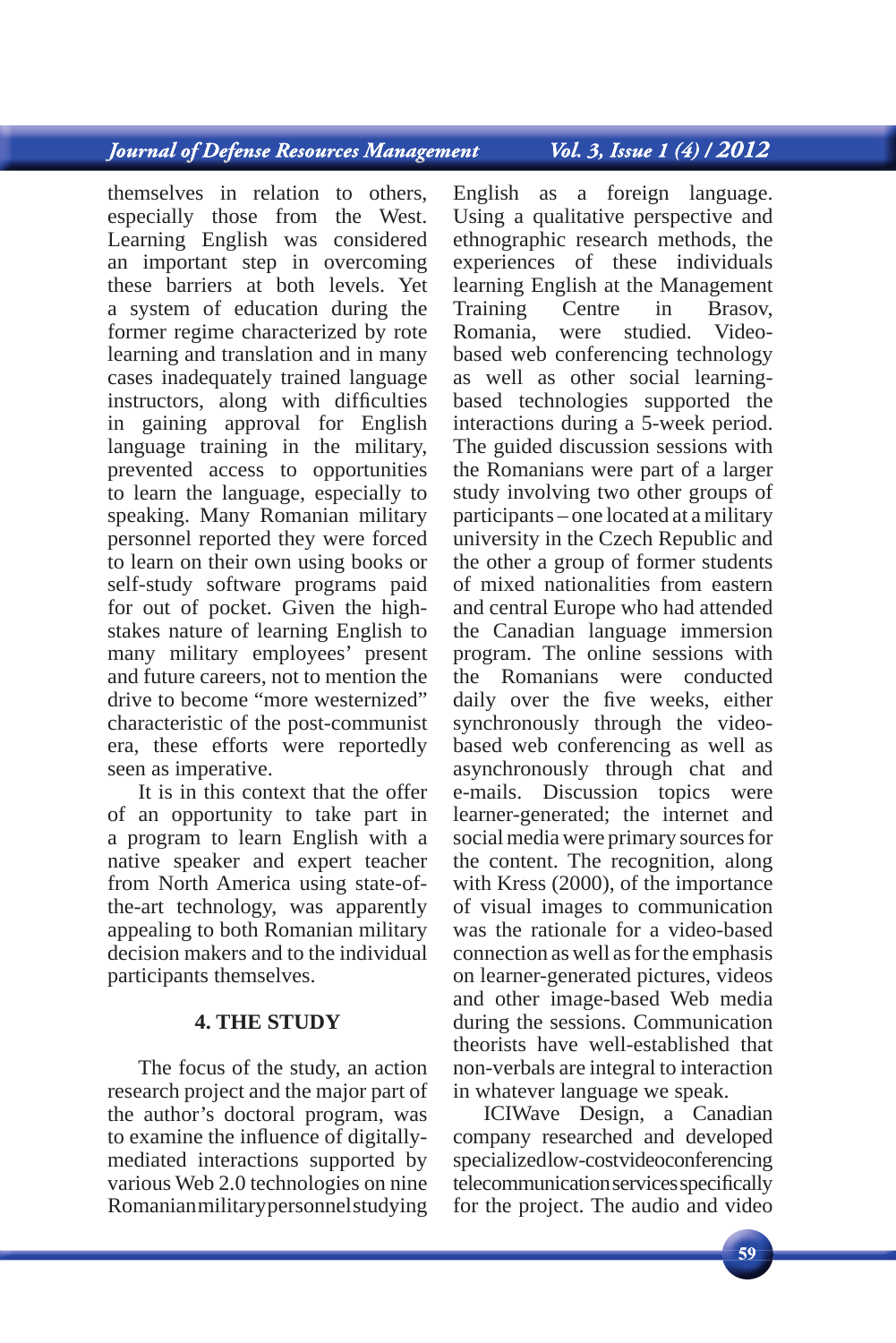themselves in relation to others, especially those from the West. Learning English was considered an important step in overcoming these barriers at both levels. Yet a system of education during the former regime characterized by rote learning and translation and in many cases inadequately trained language instructors, along with difficulties in gaining approval for English language training in the military, prevented access to opportunities to learn the language, especially to speaking. Many Romanian military personnel reported they were forced to learn on their own using books or self-study software programs paid for out of pocket. Given the high-stakes nature of learning English to many military employees' present and future careers, not to mention the drive to become "more westernized" characteristic of the post-communist era, these efforts were reportedly seen as imperative.

It is in this context that the offer of an opportunity to take part in a program to learn English with a native speaker and expert teacher from North America using state-of-the-art technology, was apparently appealing to both Romanian military decision makers and to the individual participants themselves.

## 4. THE STUDY

The focus of the study, an action research project and the major part of the author's doctoral program, was to examine the influence of digitally-mediated interactions supported by various Web 2.0 technologies on nine Romanian military personnel studying English as a foreign language. Using a qualitative perspective and ethnographic research methods, the experiences of these individuals learning English at the Management Training Centre in Brasov, Romania, were studied. Video-based web conferencing technology as well as other social learning-based technologies supported the interactions during a 5-week period. The guided discussion sessions with the Romanians were part of a larger study involving two other groups of participants – one located at a military university in the Czech Republic and the other a group of former students of mixed nationalities from eastern and central Europe who had attended the Canadian language immersion program. The online sessions with the Romanians were conducted daily over the five weeks, either synchronously through the video-based web conferencing as well as asynchronously through chat and e-mails. Discussion topics were learner-generated; the internet and social media were primary sources for the content. The recognition, along with Kress (2000), of the importance of visual images to communication was the rationale for a video-based connection as well as for the emphasis on learner-generated pictures, videos and other image-based Web media during the sessions. Communication theorists have well-established that non-verbals are integral to interaction in whatever language we speak.

ICIWave Design, a Canadian company researched and developed specialized low-cost videoconferencing telecommunication services specifically for the project. The audio and video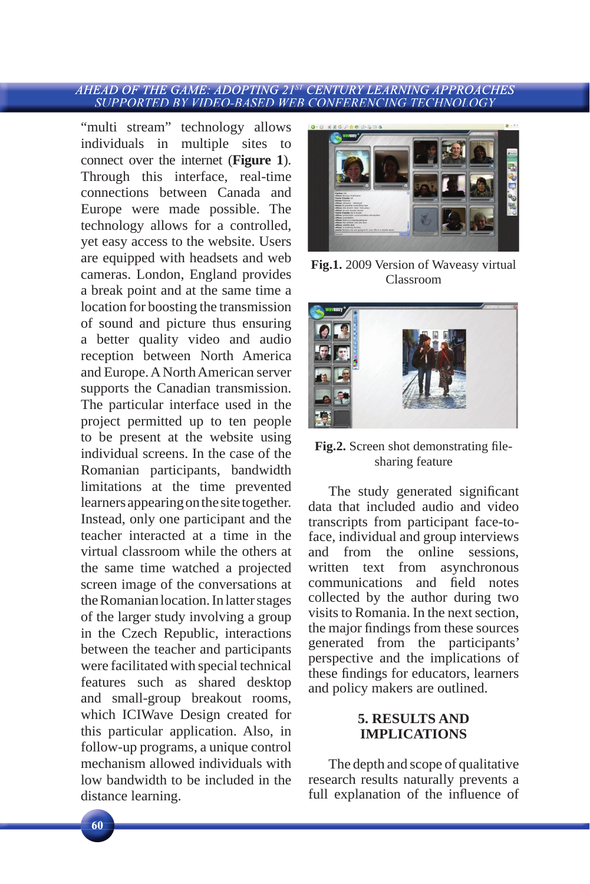"multi stream" technology allows individuals in multiple sites to connect over the internet (**Figure 1**). Through this interface, real-time connections between Canada and Europe were made possible. The technology allows for a controlled, yet easy access to the website. Users are equipped with headsets and web cameras. London, England provides a break point and at the same time a location for boosting the transmission of sound and picture thus ensuring a better quality video and audio reception between North America and Europe. A North American server supports the Canadian transmission. The particular interface used in the project permitted up to ten people to be present at the website using individual screens. In the case of the Romanian participants, bandwidth limitations at the time prevented learners appearing on the site together. Instead, only one participant and the teacher interacted at a time in the virtual classroom while the others at the same time watched a projected screen image of the conversations at the Romanian location. In latter stages of the larger study involving a group in the Czech Republic, interactions between the teacher and participants were facilitated with special technical features such as shared desktop and small-group breakout rooms, which ICIWave Design created for this particular application. Also, in follow-up programs, a unique control mechanism allowed individuals with low bandwidth to be included in the distance learning.

**Fig.1.** 2009 Version of Waveasy virtual Classroom

**Fig.2.** Screen shot demonstrating file-sharing feature

The study generated significant data that included audio and video transcripts from participant face-to-face, individual and group interviews and from the online sessions, written text from asynchronous communications and field notes collected by the author during two visits to Romania. In the next section, the major findings from these sources generated from the participants' perspective and the implications of these findings for educators, learners and policy makers are outlined.

## 5. RESULTS AND IMPLICATIONS

The depth and scope of qualitative research results naturally prevents a full explanation of the influence of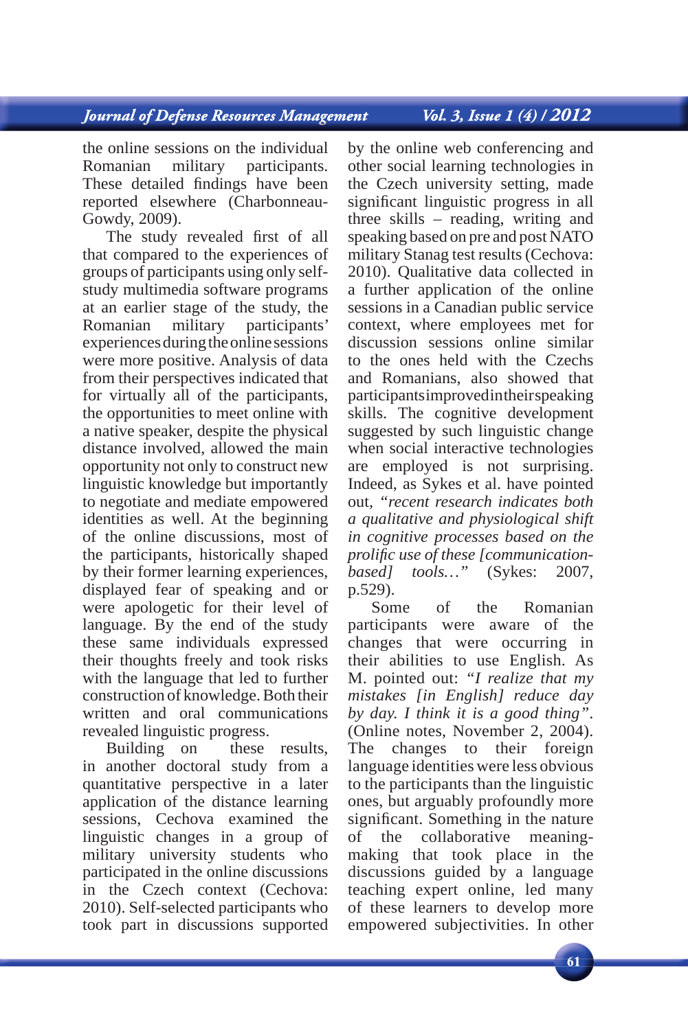the online sessions on the individual Romanian military participants. These detailed findings have been reported elsewhere (Charbonneau-Gowdy, 2009).

The study revealed first of all that compared to the experiences of groups of participants using only self-study multimedia software programs at an earlier stage of the study, the Romanian military participants' experiences during the online sessions were more positive. Analysis of data from their perspectives indicated that for virtually all of the participants, the opportunities to meet online with a native speaker, despite the physical distance involved, allowed the main opportunity not only to construct new linguistic knowledge but importantly to negotiate and mediate empowered identities as well. At the beginning of the online discussions, most of the participants, historically shaped by their former learning experiences, displayed fear of speaking and or were apologetic for their level of language. By the end of the study these same individuals expressed their thoughts freely and took risks with the language that led to further construction of knowledge. Both their written and oral communications revealed linguistic progress.

Building on these results, in another doctoral study from a quantitative perspective in a later application of the distance learning sessions, Cechova examined the linguistic changes in a group of military university students who participated in the online discussions in the Czech context (Cechova: 2010). Self-selected participants who took part in discussions supported by the online web conferencing and other social learning technologies in the Czech university setting, made significant linguistic progress in all three skills – reading, writing and speaking based on pre and post NATO military Stanag test results (Cechova: 2010). Qualitative data collected in a further application of the online sessions in a Canadian public service context, where employees met for discussion sessions online similar to the ones held with the Czechs and Romanians, also showed that participants improved in their speaking skills. The cognitive development suggested by such linguistic change when social interactive technologies are employed is not surprising. Indeed, as Sykes et al. have pointed out, *"recent research indicates both a qualitative and physiological shift in cognitive processes based on the prolific use of these [communication-based] tools…"* (Sykes: 2007, p.529).

Some of the Romanian participants were aware of the changes that were occurring in their abilities to use English. As M. pointed out: *"I realize that my mistakes [in English] reduce day by day. I think it is a good thing".* (Online notes, November 2, 2004). The changes to their foreign language identities were less obvious to the participants than the linguistic ones, but arguably profoundly more significant. Something in the nature of the collaborative meaning-making that took place in the discussions guided by a language teaching expert online, led many of these learners to develop more empowered subjectivities. In other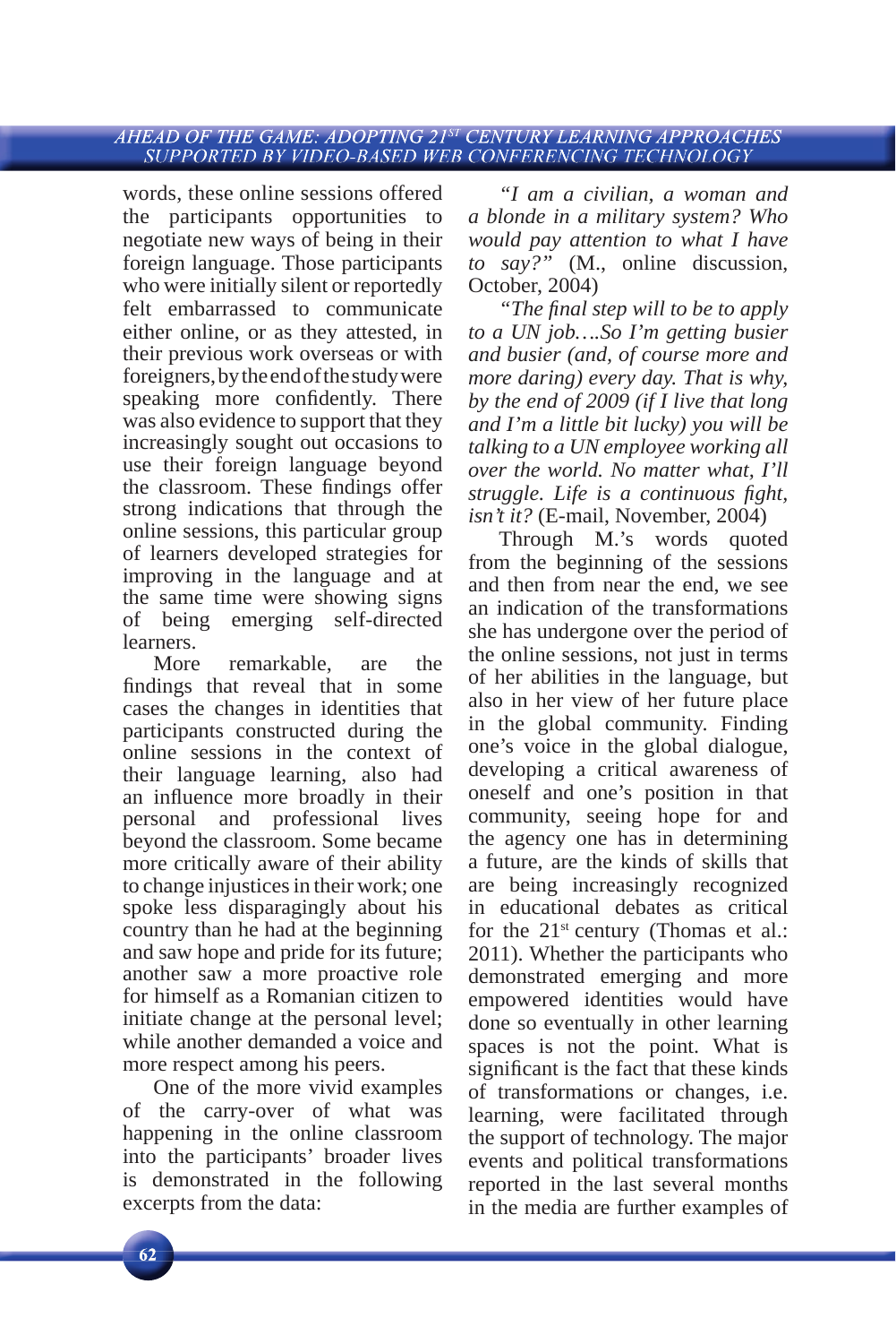words, these online sessions offered the participants opportunities to negotiate new ways of being in their foreign language. Those participants who were initially silent or reportedly felt embarrassed to communicate either online, or as they attested, in their previous work overseas or with foreigners, by the end of the study were speaking more confidently. There was also evidence to support that they increasingly sought out occasions to use their foreign language beyond the classroom. These findings offer strong indications that through the online sessions, this particular group of learners developed strategies for improving in the language and at the same time were showing signs of being emerging self-directed learners.

More remarkable, are the findings that reveal that in some cases the changes in identities that participants constructed during the online sessions in the context of their language learning, also had an influence more broadly in their personal and professional lives beyond the classroom. Some became more critically aware of their ability to change injustices in their work; one spoke less disparagingly about his country than he had at the beginning and saw hope and pride for its future; another saw a more proactive role for himself as a Romanian citizen to initiate change at the personal level; while another demanded a voice and more respect among his peers.

One of the more vivid examples of the carry-over of what was happening in the online classroom into the participants' broader lives is demonstrated in the following excerpts from the data:

*"I am a civilian, a woman and a blonde in a military system? Who would pay attention to what I have to say?"* (M., online discussion, October, 2004)

*"The final step will to be to apply to a UN job….So I'm getting busier and busier (and, of course more and more daring) every day. That is why, by the end of 2009 (if I live that long and I'm a little bit lucky) you will be talking to a UN employee working all over the world. No matter what, I'll struggle. Life is a continuous fight, isn't it?* (E-mail, November, 2004)

Through M.'s words quoted from the beginning of the sessions and then from near the end, we see an indication of the transformations she has undergone over the period of the online sessions, not just in terms of her abilities in the language, but also in her view of her future place in the global community. Finding one's voice in the global dialogue, developing a critical awareness of oneself and one's position in that community, seeing hope for and the agency one has in determining a future, are the kinds of skills that are being increasingly recognized in educational debates as critical for the 21st century (Thomas et al.: 2011). Whether the participants who demonstrated emerging and more empowered identities would have done so eventually in other learning spaces is not the point. What is significant is the fact that these kinds of transformations or changes, i.e. learning, were facilitated through the support of technology. The major events and political transformations reported in the last several months in the media are further examples of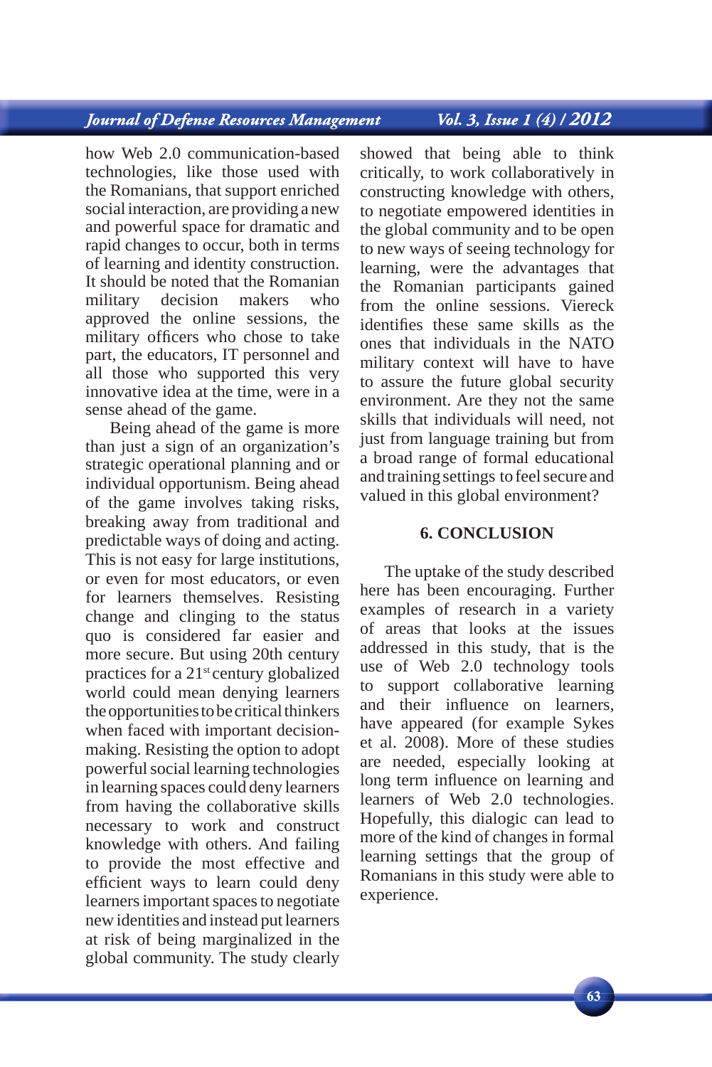how Web 2.0 communication-based technologies, like those used with the Romanians, that support enriched social interaction, are providing a new and powerful space for dramatic and rapid changes to occur, both in terms of learning and identity construction. It should be noted that the Romanian military decision makers who approved the online sessions, the military officers who chose to take part, the educators, IT personnel and all those who supported this very innovative idea at the time, were in a sense ahead of the game.

Being ahead of the game is more than just a sign of an organization's strategic operational planning and or individual opportunism. Being ahead of the game involves taking risks, breaking away from traditional and predictable ways of doing and acting. This is not easy for large institutions, or even for most educators, or even for learners themselves. Resisting change and clinging to the status quo is considered far easier and more secure. But using 20th century practices for a 21st century globalized world could mean denying learners the opportunities to be critical thinkers when faced with important decision-making. Resisting the option to adopt powerful social learning technologies in learning spaces could deny learners from having the collaborative skills necessary to work and construct knowledge with others. And failing to provide the most effective and efficient ways to learn could deny learners important spaces to negotiate new identities and instead put learners at risk of being marginalized in the global community. The study clearly showed that being able to think critically, to work collaboratively in constructing knowledge with others, to negotiate empowered identities in the global community and to be open to new ways of seeing technology for learning, were the advantages that the Romanian participants gained from the online sessions. Viereck identifies these same skills as the ones that individuals in the NATO military context will have to have to assure the future global security environment. Are they not the same skills that individuals will need, not just from language training but from a broad range of formal educational and training settings to feel secure and valued in this global environment?

## 6. CONCLUSION

The uptake of the study described here has been encouraging. Further examples of research in a variety of areas that looks at the issues addressed in this study, that is the use of Web 2.0 technology tools to support collaborative learning and their influence on learners, have appeared (for example Sykes et al. 2008). More of these studies are needed, especially looking at long term influence on learning and learners of Web 2.0 technologies. Hopefully, this dialogic can lead to more of the kind of changes in formal learning settings that the group of Romanians in this study were able to experience.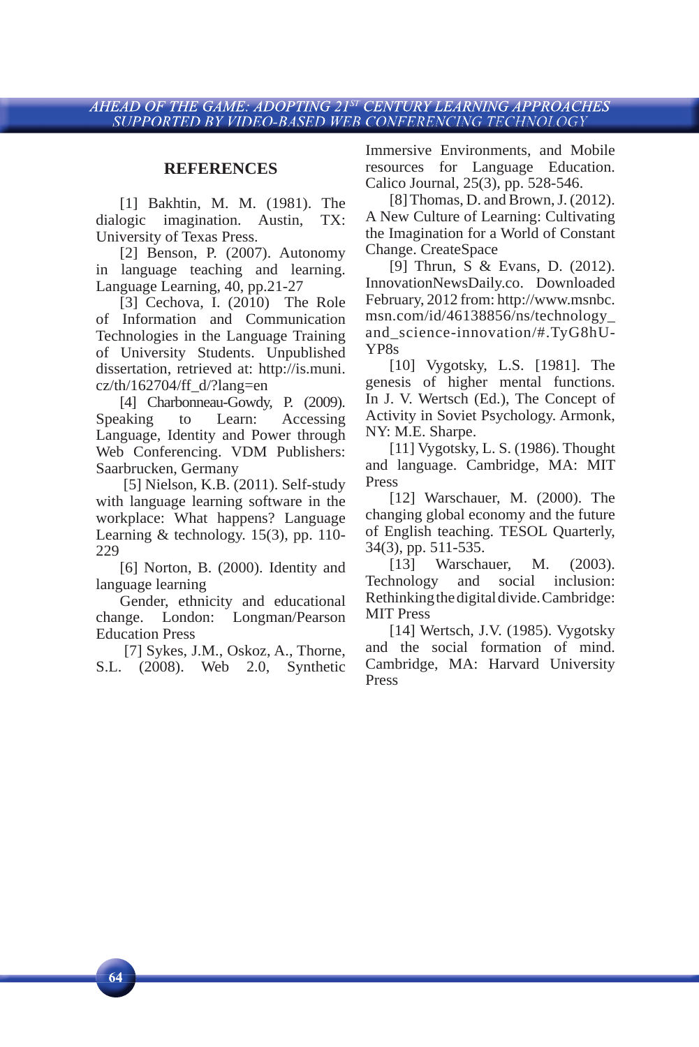## REFERENCES

[1] Bakhtin, M. M. (1981). The dialogic imagination. Austin, TX: University of Texas Press.

[2] Benson, P. (2007). Autonomy in language teaching and learning. Language Learning, 40, pp.21-27

[3] Cechova, I. (2010) The Role of Information and Communication Technologies in the Language Training of University Students. Unpublished dissertation, retrieved at: http://is.muni.cz/th/162704/ff_d/?lang=en

[4] Charbonneau-Gowdy, P. (2009). Speaking to Learn: Accessing Language, Identity and Power through Web Conferencing. VDM Publishers: Saarbrucken, Germany

[5] Nielson, K.B. (2011). Self-study with language learning software in the workplace: What happens? Language Learning & technology. 15(3), pp. 110-229

[6] Norton, B. (2000). Identity and language learning

Gender, ethnicity and educational change. London: Longman/Pearson Education Press

[7] Sykes, J.M., Oskoz, A., Thorne, S.L. (2008). Web 2.0, Synthetic Immersive Environments, and Mobile resources for Language Education. Calico Journal, 25(3), pp. 528-546.

[8] Thomas, D. and Brown, J. (2012). A New Culture of Learning: Cultivating the Imagination for a World of Constant Change. CreateSpace

[9] Thrun, S & Evans, D. (2012). InnovationNewsDaily.co. Downloaded February, 2012 from: http://www.msnbc.msn.com/id/46138856/ns/technology_and_science-innovation/#.TyG8hU-YP8s

[10] Vygotsky, L.S. [1981]. The genesis of higher mental functions. In J. V. Wertsch (Ed.), The Concept of Activity in Soviet Psychology. Armonk, NY: M.E. Sharpe.

[11] Vygotsky, L. S. (1986). Thought and language. Cambridge, MA: MIT Press

[12] Warschauer, M. (2000). The changing global economy and the future of English teaching. TESOL Quarterly, 34(3), pp. 511-535.

[13] Warschauer, M. (2003). Technology and social inclusion: Rethinking the digital divide. Cambridge: MIT Press

[14] Wertsch, J.V. (1985). Vygotsky and the social formation of mind. Cambridge, MA: Harvard University Press